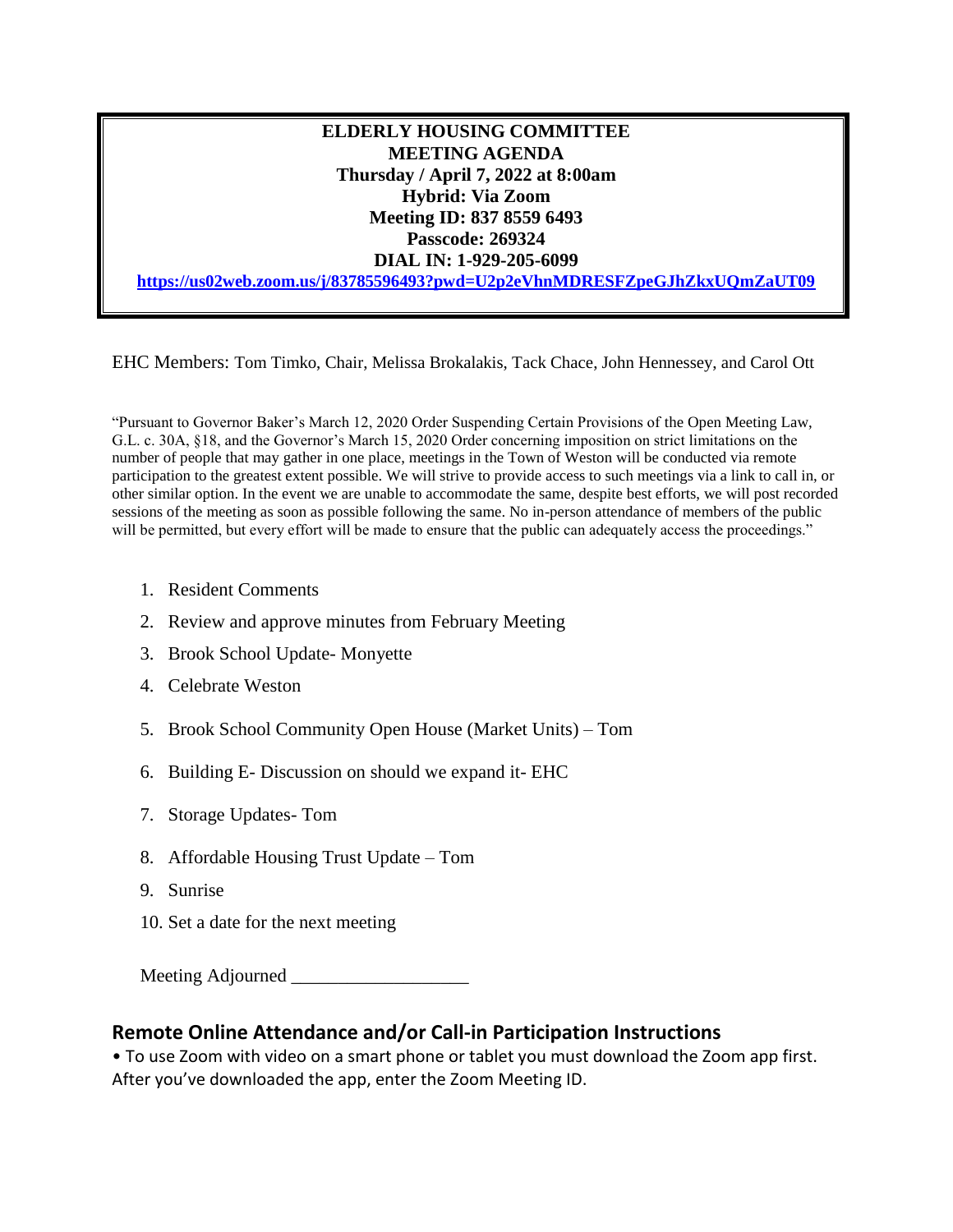**ELDERLY HOUSING COMMITTEE**
**MEETING AGENDA**
**Thursday / April 7, 2022 at 8:00am**
**Hybrid: Via Zoom**
**Meeting ID: 837 8559 6493**
**Passcode: 269324**
**DIAL IN: 1-929-205-6099**
**https://us02web.zoom.us/j/83785596493?pwd=U2p2eVhnMDRESFZpeGJhZkxUQmZaUT09**

EHC Members: Tom Timko, Chair, Melissa Brokalakis, Tack Chace, John Hennessey, and Carol Ott

"Pursuant to Governor Baker's March 12, 2020 Order Suspending Certain Provisions of the Open Meeting Law, G.L. c. 30A, §18, and the Governor's March 15, 2020 Order concerning imposition on strict limitations on the number of people that may gather in one place, meetings in the Town of Weston will be conducted via remote participation to the greatest extent possible. We will strive to provide access to such meetings via a link to call in, or other similar option. In the event we are unable to accommodate the same, despite best efforts, we will post recorded sessions of the meeting as soon as possible following the same. No in-person attendance of members of the public will be permitted, but every effort will be made to ensure that the public can adequately access the proceedings."

1. Resident Comments
2. Review and approve minutes from February Meeting
3. Brook School Update- Monyette
4. Celebrate Weston
5. Brook School Community Open House (Market Units) – Tom
6. Building E- Discussion on should we expand it- EHC
7. Storage Updates- Tom
8. Affordable Housing Trust Update – Tom
9. Sunrise
10. Set a date for the next meeting

Meeting Adjourned ___________________

## Remote Online Attendance and/or Call-in Participation Instructions

• To use Zoom with video on a smart phone or tablet you must download the Zoom app first. After you've downloaded the app, enter the Zoom Meeting ID.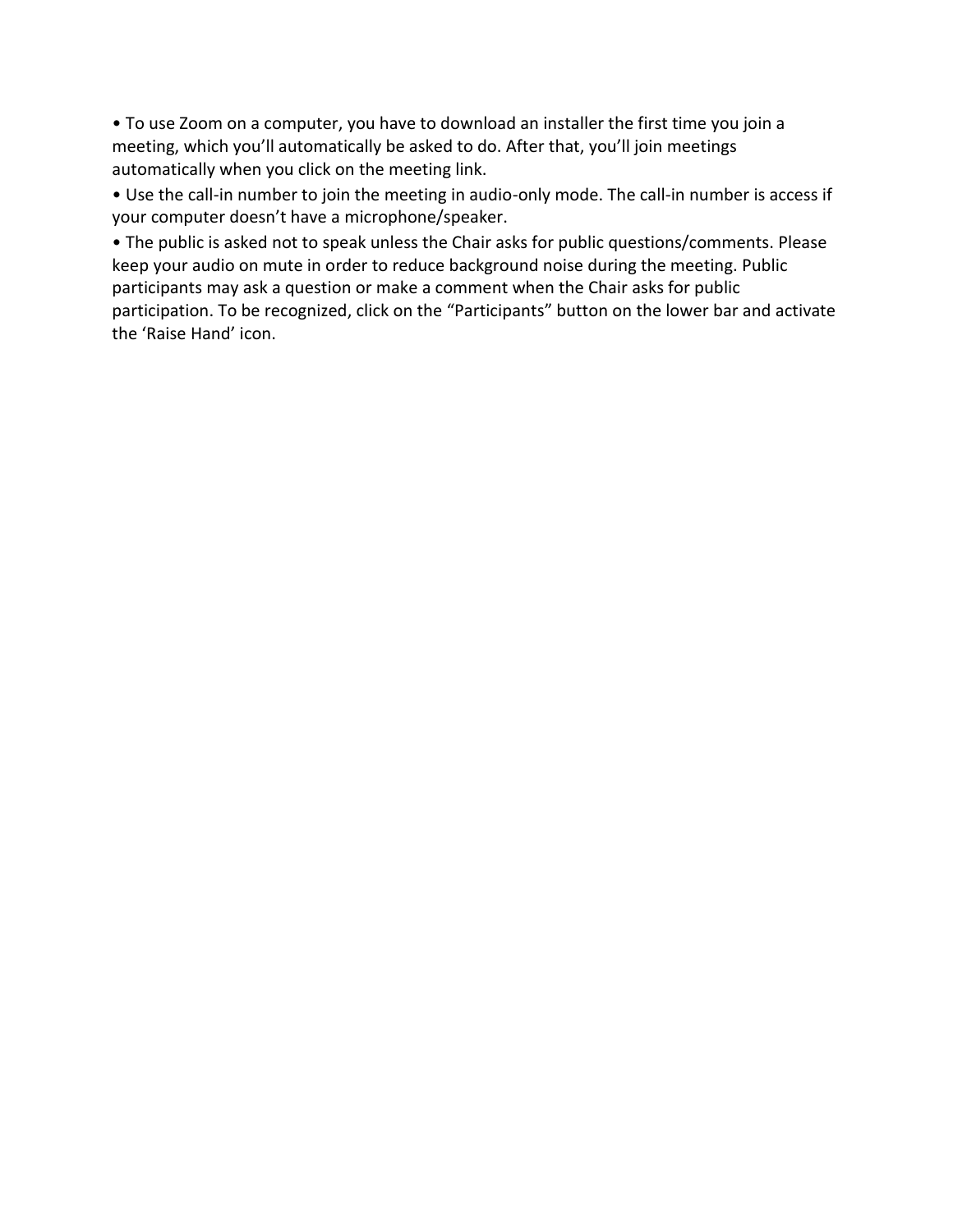- To use Zoom on a computer, you have to download an installer the first time you join a meeting, which you'll automatically be asked to do. After that, you'll join meetings automatically when you click on the meeting link.
- Use the call-in number to join the meeting in audio-only mode. The call-in number is access if your computer doesn't have a microphone/speaker.
- The public is asked not to speak unless the Chair asks for public questions/comments. Please keep your audio on mute in order to reduce background noise during the meeting. Public participants may ask a question or make a comment when the Chair asks for public participation. To be recognized, click on the "Participants" button on the lower bar and activate the 'Raise Hand' icon.